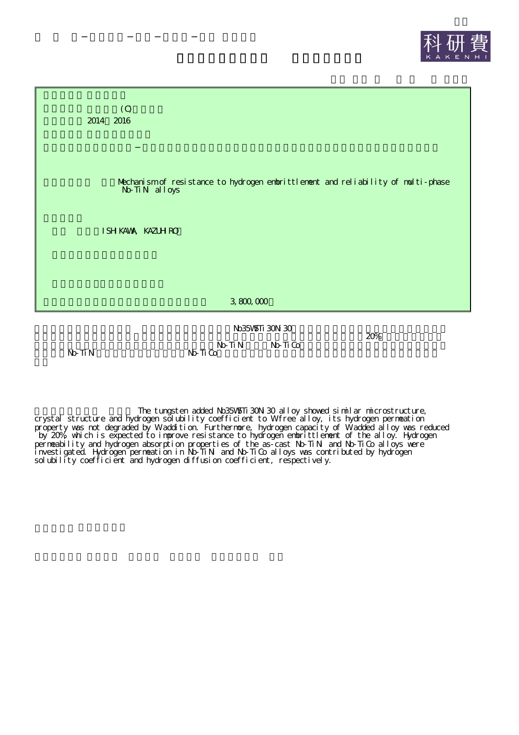(C)

2014～2016

Mechanism of resistance to hydrogen embrittlement and reliability of multi-phase Nb-TiNi alloys

ISHIKAWA, KAZUHIRO

3,800,000

Nb35W5Ti30Ni30 20% Nb-TiNi Nb-TiCo Nb-TiNi Nb-TiCo

The tungsten added Nb35W5Ti30Ni30 alloy showed similar microstructure, crystal structure and hydrogen solubility coefficient to W-free alloy, its hydrogen permeation property was not degraded by W addition. Furthermore, hydrogen capacity of W-added alloy was reduced by 20%, which is expected to improve resistance to hydrogen embrittlement of the alloy. Hydrogen permeability and hydrogen absorption properties of the as-cast Nb-TiNi and Nb-TiCo alloys were investigated. Hydrogen permeation in Nb-TiNi and Nb-TiCo alloys was contributed by hydrogen solubility coefficient and hydrogen diffusion coefficient, respectively.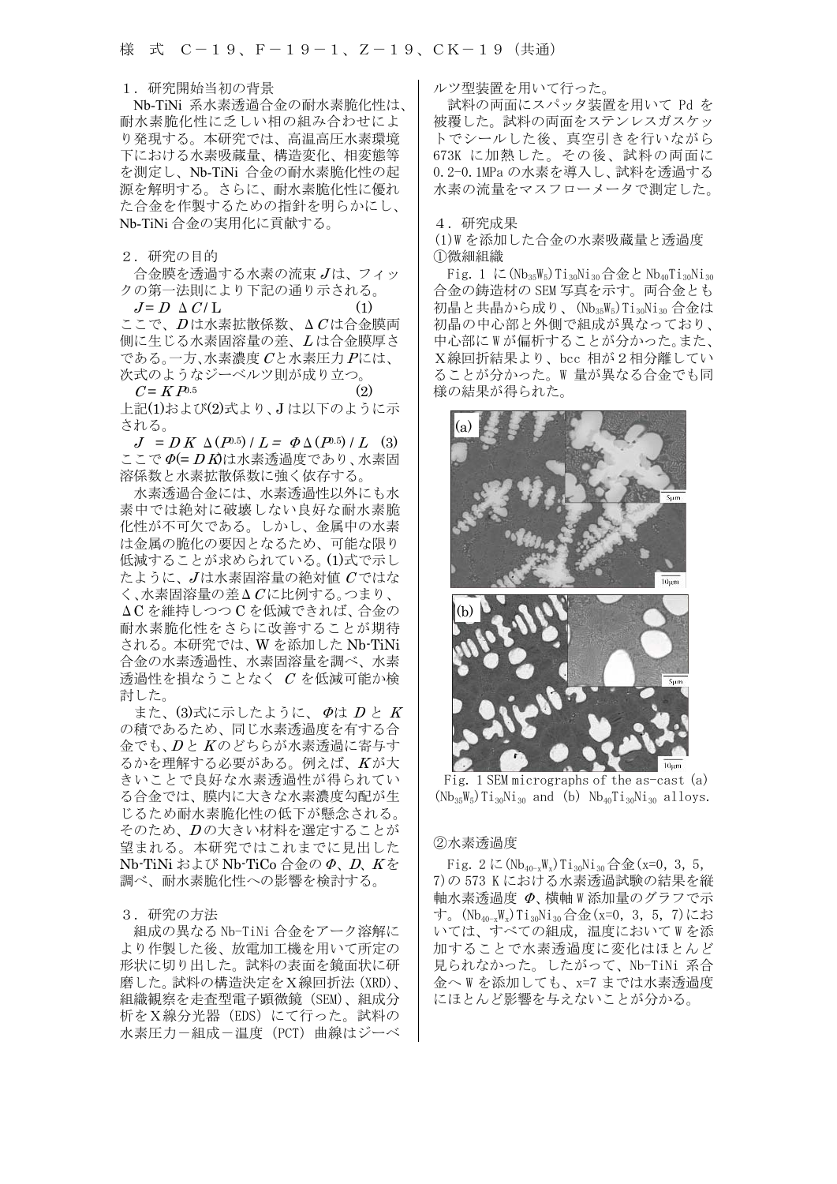## １．研究開始当初の背景

Nb-TiNi 系水素透過合金の耐水素脆化性は、耐水素脆化性に乏しい相の組み合わせにより発現する。本研究では、高温高圧水素環境下における水素吸蔵量、構造変化、相変態等を測定し、Nb-TiNi 合金の耐水素脆化性の起源を解明する。さらに、耐水素脆化性に優れた合金を作製するための指針を明らかにし、Nb-TiNi 合金の実用化に貢献する。

## ２．研究の目的

合金膜を透過する水素の流束 $J$は、フィックの第一法則により下記の通り示される。

$$J = D\ \Delta C / L \quad (1)$$

ここで、$D$は水素拡散係数、$\Delta C$は合金膜両側に生じる水素固溶量の差、$L$は合金膜厚さである。一方、水素濃度 $C$と水素圧力 $P$には、次式のようなジーベルツ則が成り立つ。

$$C = K P^{0.5} \quad (2)$$

上記(1)および(2)式より、J は以下のように示される。

$$J = D K\ \Delta(P^{0.5}) / L = \Phi \Delta(P^{0.5}) / L \quad (3)$$

ここで $\Phi(= DK)$は水素透過度であり、水素固溶係数と水素拡散係数に強く依存する。

水素透過合金には、水素透過性以外にも水素中では絶対に破壊しない良好な耐水素脆化性が不可欠である。しかし、金属中の水素は金属の脆化の要因となるため、可能な限り低減することが求められている。(1)式で示したように、$J$は水素固溶量の絶対値 $C$ではなく、水素固溶量の差$\Delta C$に比例する。つまり、$\Delta C$ を維持しつつ C を低減できれば、合金の耐水素脆化性をさらに改善することが期待される。本研究では、W を添加した Nb-TiNi 合金の水素透過性、水素固溶量を調べ、水素透過性を損なうことなく $C$ を低減可能か検討した。

また、(3)式に示したように、$\Phi$は $D$ と $K$ の積であるため、同じ水素透過度を有する合金でも、$D$と $K$のどちらが水素透過に寄与するかを理解する必要がある。例えば、$K$が大きいことで良好な水素透過性が得られている合金では、膜内に大きな水素濃度勾配が生じるため耐水素脆化性の低下が懸念される。そのため、$D$の大きい材料を選定することが望まれる。本研究ではこれまでに見出した Nb-TiNi および Nb-TiCo 合金の $\Phi$、$D$、$K$を調べ、耐水素脆化性への影響を検討する。

## ３．研究の方法

組成の異なる Nb-TiNi 合金をアーク溶解により作製した後、放電加工機を用いて所定の形状に切り出した。試料の表面を鏡面状に研磨した。試料の構造決定をＸ線回折法（XRD）、組織観察を走査型電子顕微鏡（SEM）、組成分析をＸ線分光器（EDS）にて行った。試料の水素圧力－組成－温度（PCT）曲線はジーベルツ型装置を用いて行った。

試料の両面にスパッタ装置を用いて Pd を被覆した。試料の両面をステンレスガスケットでシールした後、真空引きを行いながら 673K に加熱した。その後、試料の両面に 0.2-0.1MPa の水素を導入し、試料を透過する水素の流量をマスフローメータで測定した。

## ４．研究成果

### (1)W を添加した合金の水素吸蔵量と透過度

#### ①微細組織

Fig. 1 に$(Nb_{35}W_5)Ti_{30}Ni_{30}$合金と$Nb_{40}Ti_{30}Ni_{30}$合金の鋳造材の SEM 写真を示す。両合金とも初晶と共晶から成り、$(Nb_{35}W_5)Ti_{30}Ni_{30}$ 合金は初晶の中心部と外側で組成が異なっており、中心部に W が偏析することが分かった。また、Ｘ線回折結果より、bcc 相が２相分離していることが分かった。W 量が異なる合金でも同様の結果が得られた。

Fig. 1 SEM micrographs of the as-cast (a) $(Nb_{35}W_5)Ti_{30}Ni_{30}$ and (b) $Nb_{40}Ti_{30}Ni_{30}$ alloys.

#### ②水素透過度

Fig. 2 に$(Nb_{40-x}W_x)Ti_{30}Ni_{30}$合金(x=0, 3, 5, 7)の 573 K における水素透過試験の結果を縦軸水素透過度 $\Phi$、横軸 W 添加量のグラフで示す。$(Nb_{40-x}W_x)Ti_{30}Ni_{30}$合金(x=0, 3, 5, 7)においては、すべての組成，温度において W を添加することで水素透過度に変化はほとんど見られなかった。したがって、Nb-TiNi 系合金へ W を添加しても、x=7 までは水素透過度にほとんど影響を与えないことが分かる。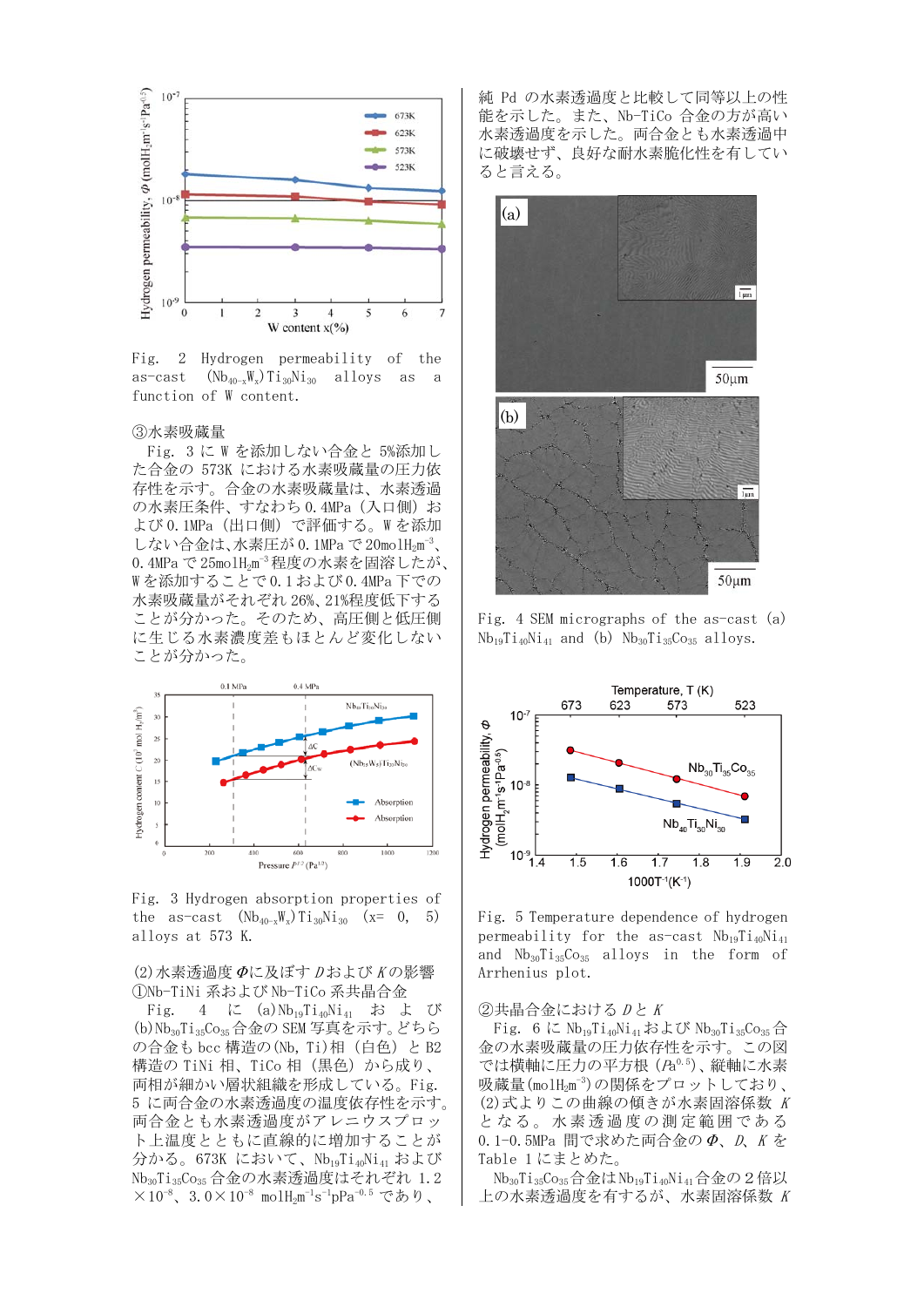Fig. 2 Hydrogen permeability of the as-cast $(Nb_{40-x}W_x)Ti_{30}Ni_{30}$ alloys as a function of W content.

③水素吸蔵量

Fig. 3 に W を添加しない合金と 5%添加した合金の 573K における水素吸蔵量の圧力依存性を示す。合金の水素吸蔵量は、水素透過の水素圧条件、すなわち 0.4MPa（入口側）および 0.1MPa（出口側）で評価する。W を添加しない合金は、水素圧が 0.1MPa で $20molH_2m^{-3}$、0.4MPa で $25molH_2m^{-3}$ 程度の水素を固溶したが、W を添加することで 0.1 および 0.4MPa 下での水素吸蔵量がそれぞれ 26%、21%程度低下することが分かった。そのため、高圧側と低圧側に生じる水素濃度差もほとんど変化しないことが分かった。

Fig. 3 Hydrogen absorption properties of the as-cast $(Nb_{40-x}W_x)Ti_{30}Ni_{30}$ (x= 0, 5) alloys at 573 K.

(2)水素透過度 $\Phi$ に及ぼす $D$ および $K$ の影響

①Nb-TiNi 系および Nb-TiCo 系共晶合金

Fig. 4 に (a)$Nb_{19}Ti_{40}Ni_{41}$ および (b)$Nb_{30}Ti_{35}Co_{35}$ 合金の SEM 写真を示す。どちらの合金も bcc 構造の(Nb, Ti)相（白色）と B2 構造の TiNi 相、TiCo 相（黒色）から成り、両相が細かい層状組織を形成している。Fig. 5 に両合金の水素透過度の温度依存性を示す。両合金とも水素透過度がアレニウスプロット上温度とともに直線的に増加することが分かる。673K において、$Nb_{19}Ti_{40}Ni_{41}$ および $Nb_{30}Ti_{35}Co_{35}$ 合金の水素透過度はそれぞれ 1.2×$10^{-8}$、3.0×$10^{-8}$ $molH_2m^{-1}s^{-1}pPa^{-0.5}$ であり、純 Pd の水素透過度と比較して同等以上の性能を示した。また、Nb-TiCo 合金の方が高い水素透過度を示した。両合金とも水素透過中に破壊せず、良好な耐水素脆化性を有していると言える。

Fig. 4 SEM micrographs of the as-cast (a) $Nb_{19}Ti_{40}Ni_{41}$ and (b) $Nb_{30}Ti_{35}Co_{35}$ alloys.

Fig. 5 Temperature dependence of hydrogen permeability for the as-cast $Nb_{19}Ti_{40}Ni_{41}$ and $Nb_{30}Ti_{35}Co_{35}$ alloys in the form of Arrhenius plot.

②共晶合金における $D$ と $K$

Fig. 6 に $Nb_{19}Ti_{40}Ni_{41}$ および $Nb_{30}Ti_{35}Co_{35}$ 合金の水素吸蔵量の圧力依存性を示す。この図では横軸に圧力の平方根 ($Pa^{0.5}$)、縦軸に水素吸蔵量($molH_2m^{-3}$)の関係をプロットしており、(2)式よりこの曲線の傾きが水素固溶係数 $K$ となる。水素透過度の測定範囲である 0.1-0.5MPa 間で求めた両合金の $\Phi$、$D$、$K$ を Table 1 にまとめた。

$Nb_{30}Ti_{35}Co_{35}$ 合金は $Nb_{19}Ti_{40}Ni_{41}$ 合金の 2 倍以上の水素透過度を有するが、水素固溶係数 $K$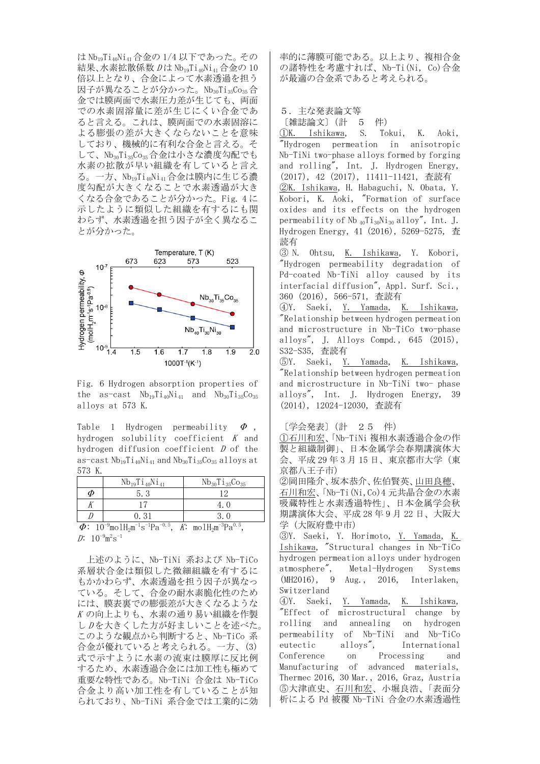は$Nb_{19}Ti_{40}Ni_{41}$合金の1/4以下であった。その結果、水素拡散係数$D$は$Nb_{19}Ti_{40}Ni_{41}$合金の10倍以上となり、合金によって水素透過を担う因子が異なることが分かった。$Nb_{30}Ti_{35}Co_{35}$合金では膜両面で水素圧力差が生じても、両面での水素固溶量に差が生じにくい合金であると言える。これは、膜両面での水素固溶による膨張の差が大きくならないことを意味しており、機械的に有利な合金と言える。そして、$Nb_{30}Ti_{35}Co_{35}$合金は小さな濃度勾配でも水素の拡散が早い組織を有していると言える。一方、$Nb_{19}Ti_{40}Ni_{41}$合金は膜内に生じる濃度勾配が大きくなることで水素透過が大きくなる合金であることが分かった。Fig. 4に示したように類似した組織を有するにも関わらず、水素透過を担う因子が全く異なることが分かった。

Fig. 6 Hydrogen absorption properties of the as-cast $Nb_{19}Ti_{40}Ni_{41}$ and $Nb_{30}Ti_{35}Co_{35}$ alloys at 573 K.

Table 1 Hydrogen permeability $\Phi$, hydrogen solubility coefficient $K$ and hydrogen diffusion coefficient $D$ of the as-cast $Nb_{19}Ti_{40}Ni_{41}$ and $Nb_{30}Ti_{35}Co_{35}$ alloys at 573 K.

| | $Nb_{19}Ti_{40}Ni_{41}$ | $Nb_{30}Ti_{35}Co_{35}$ |
|---|---|---|
| $\Phi$ | 5.3 | 12 |
| $K$ | 17 | 4.0 |
| $D$ | 0.31 | 3.0 |

$\Phi$: $10^{-9}$ $molH_2m^{-1}s^{-1}Pa^{-0.5}$, $K$: $molH_2m^{-3}Pa^{0.5}$, $D$: $10^{-9}m^2s^{-1}$

上述のように、Nb-TiNi系およびNb-TiCo系層状合金は類似した微細組織を有するにもかかわらず、水素透過を担う因子が異なっている。そして、合金の耐水素脆化性のためには、膜表裏での膨張差が大きくなるような$K$の向上よりも、水素の通り易い組織を作製し$D$を大きくした方が好ましいことを述べた。このような観点から判断すると、Nb-TiCo系合金が優れていると考えられる。一方、(3)式で示すように水素の流束は膜厚に反比例するため、水素透過合金には加工性も極めて重要な特性である。Nb-TiNi合金はNb-TiCo合金より高い加工性を有していることが知られており、Nb-TiNi系合金では工業的に効率的に薄膜可能である。以上より、複相合金の諸特性を考慮すれば、Nb-Ti(Ni, Co)合金が最適の合金系であると考えられる。

## 5．主な発表論文等

〔雑誌論文〕（計　5　件）

①K. Ishikawa, S. Tokui, K. Aoki, "Hydrogen permeation in anisotropic Nb-TiNi two-phase alloys formed by forging and rolling", Int. J. Hydrogen Energy, (2017), 42 (2017), 11411-11421, 査読有

②K. Ishikawa, H. Habaguchi, N. Obata, Y. Kobori, K. Aoki, "Formation of surface oxides and its effects on the hydrogen permeability of $Nb_{40}Ti_{30}Ni_{30}$ alloy", Int. J. Hydrogen Energy, 41 (2016), 5269-5275, 査読有

③ N. Ohtsu, K. Ishikawa, Y. Kobori, "Hydrogen permeability degradation of Pd-coated Nb-TiNi alloy caused by its interfacial diffusion", Appl. Surf. Sci., 360 (2016), 566-571, 査読有

④Y. Saeki, Y. Yamada, K. Ishikawa, "Relationship between hydrogen permeation and microstructure in Nb-TiCo two-phase alloys", J. Alloys Compd., 645 (2015), S32-S35, 査読有

⑤Y. Saeki, Y. Yamada, K. Ishikawa, "Relationship between hydrogen permeation and microstructure in Nb-TiNi two- phase alloys", Int. J. Hydrogen Energy, 39 (2014), 12024-12030, 査読有

〔学会発表〕（計　２５　件）

①石川和宏、「Nb-TiNi複相水素透過合金の作製と組織制御」、日本金属学会春期講演大会、平成29年3月15日、東京都市大学（東京都八王子市）

②岡田隆介、坂本恭介、佐伯賢英、山田良穂、石川和宏、「Nb-Ti(Ni,Co)4元共晶合金の水素吸蔵特性と水素透過特性」、日本金属学会秋期講演大会、平成28年9月22日、大阪大学（大阪府豊中市）

③Y. Saeki, Y. Horimoto, Y. Yamada, K. Ishikawa, "Structural changes in Nb-TiCo hydrogen permeation alloys under hydrogen atmosphere", Metal-Hydrogen Systems (MH2016), 9 Aug., 2016, Interlaken, Switzerland

④Y. Saeki, Y. Yamada, K. Ishikawa, "Effect of microstructural change by rolling and annealing on hydrogen permeability of Nb-TiNi and Nb-TiCo eutectic alloys", International Conference on Processing and Manufacturing of advanced materials, Thermec 2016, 30 Mar., 2016, Graz, Austria

⑤大津直史、石川和宏、小堀良浩、「表面分析によるPd被覆Nb-TiNi合金の水素透過性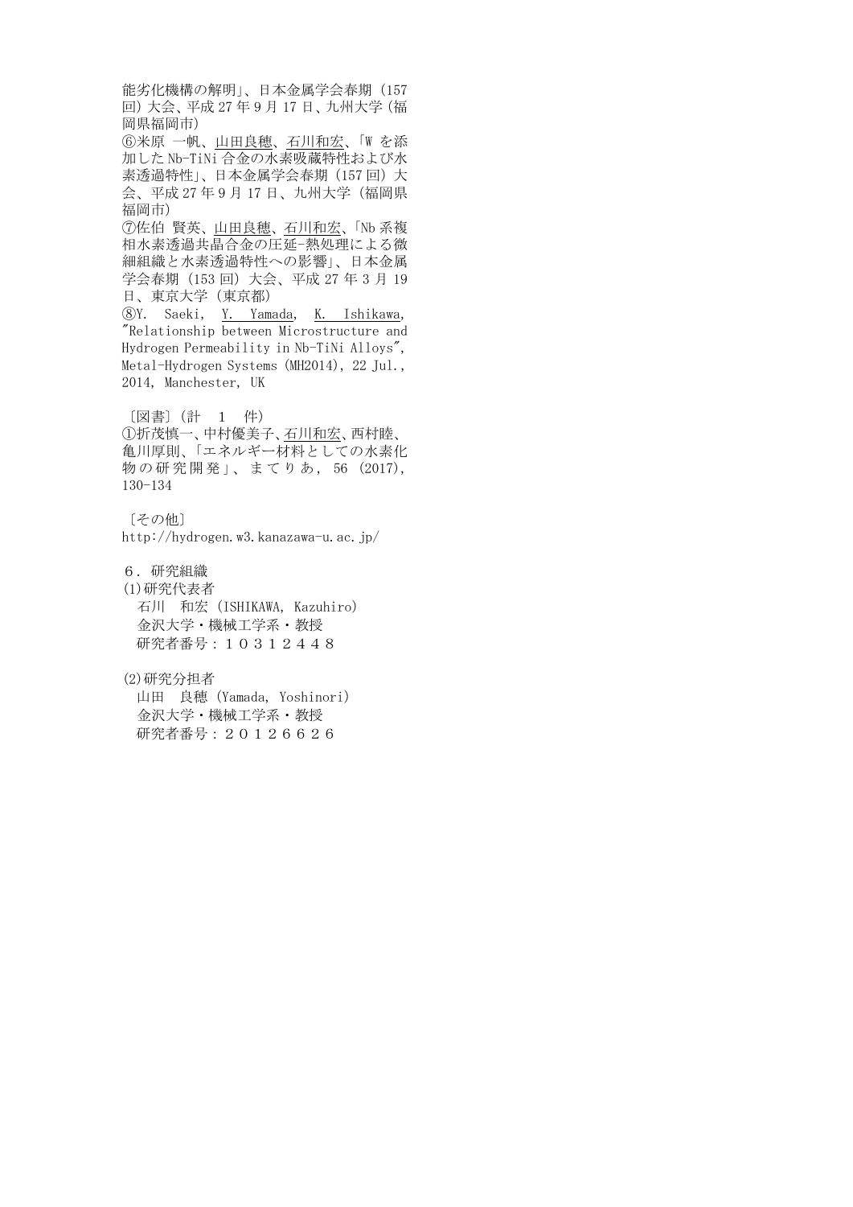能劣化機構の解明」、日本金属学会春期（157 回）大会、平成 27 年 9 月 17 日、九州大学（福岡県福岡市）

⑥米原 一帆、<u>山田良穂</u>、<u>石川和宏</u>、「W を添加した Nb-TiNi 合金の水素吸蔵特性および水素透過特性」、日本金属学会春期（157 回）大会、平成 27 年 9 月 17 日、九州大学（福岡県福岡市）

⑦佐伯 賢英、<u>山田良穂</u>、<u>石川和宏</u>、「Nb 系複相水素透過共晶合金の圧延-熱処理による微細組織と水素透過特性への影響」、日本金属学会春期（153 回）大会、平成 27 年 3 月 19 日、東京大学（東京都）

⑧Y. Saeki, <u>Y. Yamada</u>, <u>K. Ishikawa</u>, "Relationship between Microstructure and Hydrogen Permeability in Nb-TiNi Alloys", Metal-Hydrogen Systems (MH2014), 22 Jul., 2014, Manchester, UK

〔図書〕（計　1　件）

①折茂慎一、中村優美子、<u>石川和宏</u>、西村睦、亀川厚則、「エネルギー材料としての水素化物の研究開発」、まてりあ, 56 (2017), 130-134

〔その他〕

http://hydrogen.w3.kanazawa-u.ac.jp/

## ６．研究組織

(1)研究代表者

石川　和宏（ISHIKAWA, Kazuhiro）
金沢大学・機械工学系・教授
研究者番号：１０３１２４４８

(2)研究分担者

山田　良穂（Yamada, Yoshinori）
金沢大学・機械工学系・教授
研究者番号：２０１２６６２６